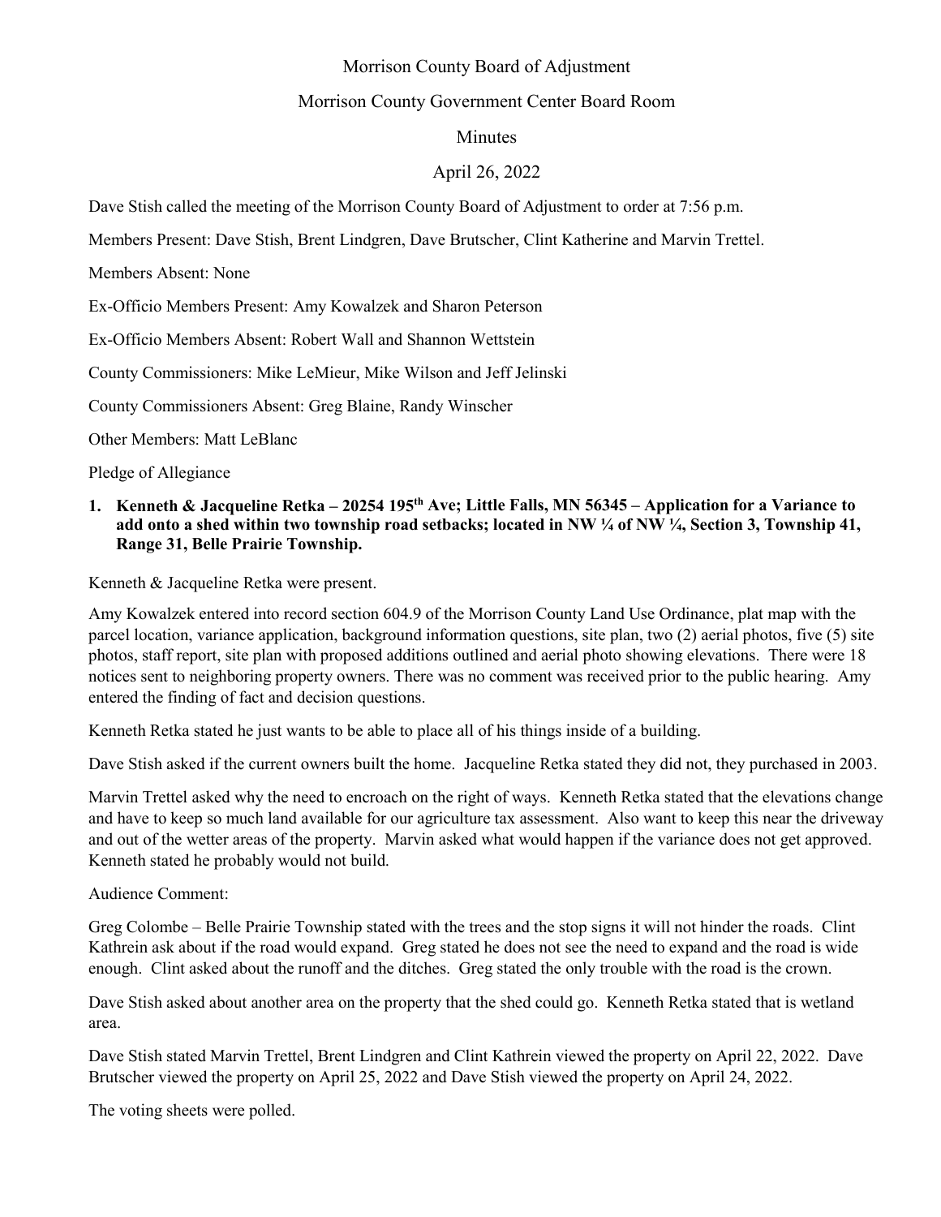# Morrison County Board of Adjustment

## Morrison County Government Center Board Room

### Minutes

### April 26, 2022

Dave Stish called the meeting of the Morrison County Board of Adjustment to order at 7:56 p.m.

Members Present: Dave Stish, Brent Lindgren, Dave Brutscher, Clint Katherine and Marvin Trettel.

Members Absent: None

Ex-Officio Members Present: Amy Kowalzek and Sharon Peterson

Ex-Officio Members Absent: Robert Wall and Shannon Wettstein

County Commissioners: Mike LeMieur, Mike Wilson and Jeff Jelinski

County Commissioners Absent: Greg Blaine, Randy Winscher

Other Members: Matt LeBlanc

Pledge of Allegiance

1. **Kenneth & Jacqueline Retka – 20254 195th Ave; Little Falls, MN 56345 – Application for a Variance to add onto a shed within two township road setbacks; located in NW ¼ of NW ¼, Section 3, Township 41, Range 31, Belle Prairie Township.**

Kenneth & Jacqueline Retka were present.

Amy Kowalzek entered into record section 604.9 of the Morrison County Land Use Ordinance, plat map with the parcel location, variance application, background information questions, site plan, two (2) aerial photos, five (5) site photos, staff report, site plan with proposed additions outlined and aerial photo showing elevations. There were 18 notices sent to neighboring property owners. There was no comment was received prior to the public hearing. Amy entered the finding of fact and decision questions.

Kenneth Retka stated he just wants to be able to place all of his things inside of a building.

Dave Stish asked if the current owners built the home. Jacqueline Retka stated they did not, they purchased in 2003.

Marvin Trettel asked why the need to encroach on the right of ways. Kenneth Retka stated that the elevations change and have to keep so much land available for our agriculture tax assessment. Also want to keep this near the driveway and out of the wetter areas of the property. Marvin asked what would happen if the variance does not get approved. Kenneth stated he probably would not build.

Audience Comment:

Greg Colombe – Belle Prairie Township stated with the trees and the stop signs it will not hinder the roads. Clint Kathrein ask about if the road would expand. Greg stated he does not see the need to expand and the road is wide enough. Clint asked about the runoff and the ditches. Greg stated the only trouble with the road is the crown.

Dave Stish asked about another area on the property that the shed could go. Kenneth Retka stated that is wetland area.

Dave Stish stated Marvin Trettel, Brent Lindgren and Clint Kathrein viewed the property on April 22, 2022. Dave Brutscher viewed the property on April 25, 2022 and Dave Stish viewed the property on April 24, 2022.

The voting sheets were polled.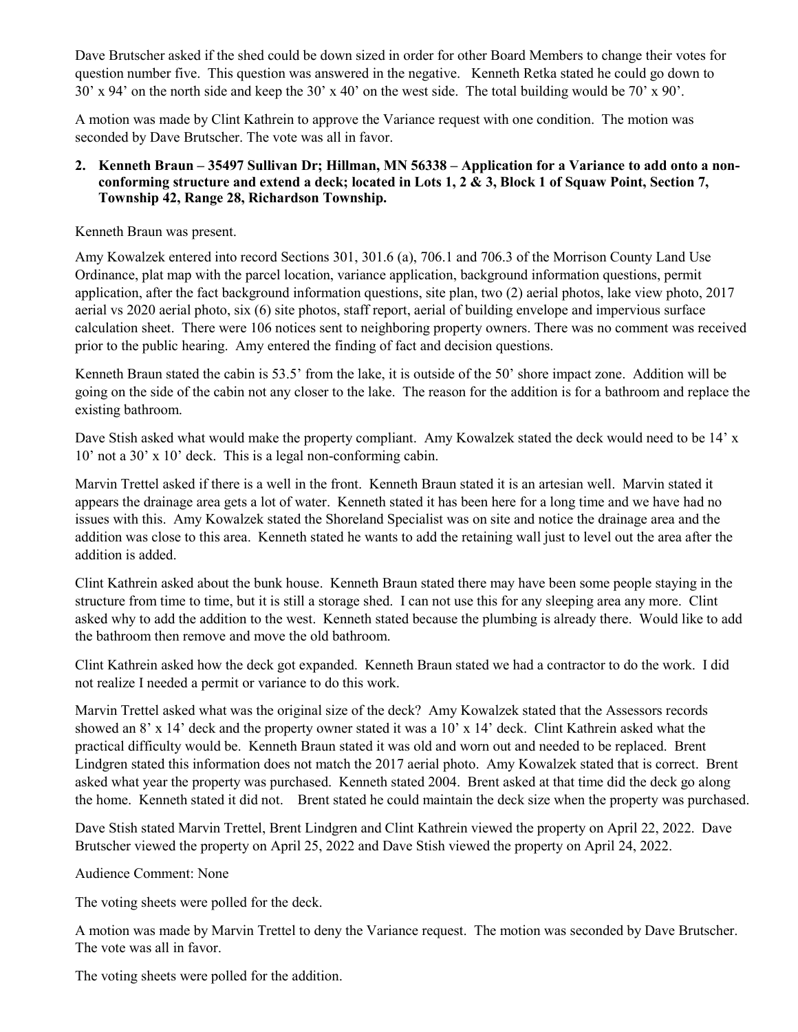Dave Brutscher asked if the shed could be down sized in order for other Board Members to change their votes for question number five. This question was answered in the negative. Kenneth Retka stated he could go down to 30' x 94' on the north side and keep the 30' x 40' on the west side. The total building would be 70' x 90'.

A motion was made by Clint Kathrein to approve the Variance request with one condition. The motion was seconded by Dave Brutscher. The vote was all in favor.

**2. Kenneth Braun – 35497 Sullivan Dr; Hillman, MN 56338 – Application for a Variance to add onto a non-conforming structure and extend a deck; located in Lots 1, 2 & 3, Block 1 of Squaw Point, Section 7, Township 42, Range 28, Richardson Township.**

Kenneth Braun was present.

Amy Kowalzek entered into record Sections 301, 301.6 (a), 706.1 and 706.3 of the Morrison County Land Use Ordinance, plat map with the parcel location, variance application, background information questions, permit application, after the fact background information questions, site plan, two (2) aerial photos, lake view photo, 2017 aerial vs 2020 aerial photo, six (6) site photos, staff report, aerial of building envelope and impervious surface calculation sheet. There were 106 notices sent to neighboring property owners. There was no comment was received prior to the public hearing. Amy entered the finding of fact and decision questions.

Kenneth Braun stated the cabin is 53.5' from the lake, it is outside of the 50' shore impact zone. Addition will be going on the side of the cabin not any closer to the lake. The reason for the addition is for a bathroom and replace the existing bathroom.

Dave Stish asked what would make the property compliant. Amy Kowalzek stated the deck would need to be 14' x 10' not a 30' x 10' deck. This is a legal non-conforming cabin.

Marvin Trettel asked if there is a well in the front. Kenneth Braun stated it is an artesian well. Marvin stated it appears the drainage area gets a lot of water. Kenneth stated it has been here for a long time and we have had no issues with this. Amy Kowalzek stated the Shoreland Specialist was on site and notice the drainage area and the addition was close to this area. Kenneth stated he wants to add the retaining wall just to level out the area after the addition is added.

Clint Kathrein asked about the bunk house. Kenneth Braun stated there may have been some people staying in the structure from time to time, but it is still a storage shed. I can not use this for any sleeping area any more. Clint asked why to add the addition to the west. Kenneth stated because the plumbing is already there. Would like to add the bathroom then remove and move the old bathroom.

Clint Kathrein asked how the deck got expanded. Kenneth Braun stated we had a contractor to do the work. I did not realize I needed a permit or variance to do this work.

Marvin Trettel asked what was the original size of the deck? Amy Kowalzek stated that the Assessors records showed an 8' x 14' deck and the property owner stated it was a 10' x 14' deck. Clint Kathrein asked what the practical difficulty would be. Kenneth Braun stated it was old and worn out and needed to be replaced. Brent Lindgren stated this information does not match the 2017 aerial photo. Amy Kowalzek stated that is correct. Brent asked what year the property was purchased. Kenneth stated 2004. Brent asked at that time did the deck go along the home. Kenneth stated it did not. Brent stated he could maintain the deck size when the property was purchased.

Dave Stish stated Marvin Trettel, Brent Lindgren and Clint Kathrein viewed the property on April 22, 2022. Dave Brutscher viewed the property on April 25, 2022 and Dave Stish viewed the property on April 24, 2022.

Audience Comment: None

The voting sheets were polled for the deck.

A motion was made by Marvin Trettel to deny the Variance request. The motion was seconded by Dave Brutscher. The vote was all in favor.

The voting sheets were polled for the addition.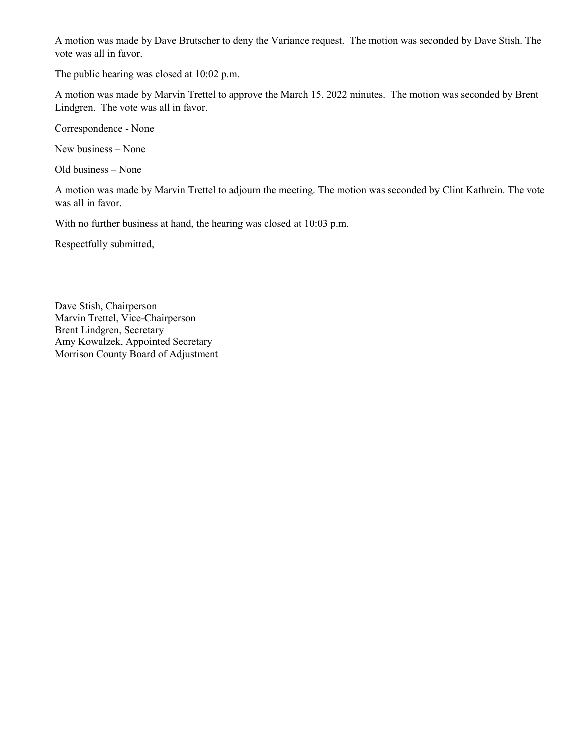A motion was made by Dave Brutscher to deny the Variance request. The motion was seconded by Dave Stish. The vote was all in favor.

The public hearing was closed at 10:02 p.m.

A motion was made by Marvin Trettel to approve the March 15, 2022 minutes. The motion was seconded by Brent Lindgren. The vote was all in favor.

Correspondence - None

New business – None

Old business – None

A motion was made by Marvin Trettel to adjourn the meeting. The motion was seconded by Clint Kathrein. The vote was all in favor.

With no further business at hand, the hearing was closed at 10:03 p.m.

Respectfully submitted,

Dave Stish, Chairperson
Marvin Trettel, Vice-Chairperson
Brent Lindgren, Secretary
Amy Kowalzek, Appointed Secretary
Morrison County Board of Adjustment